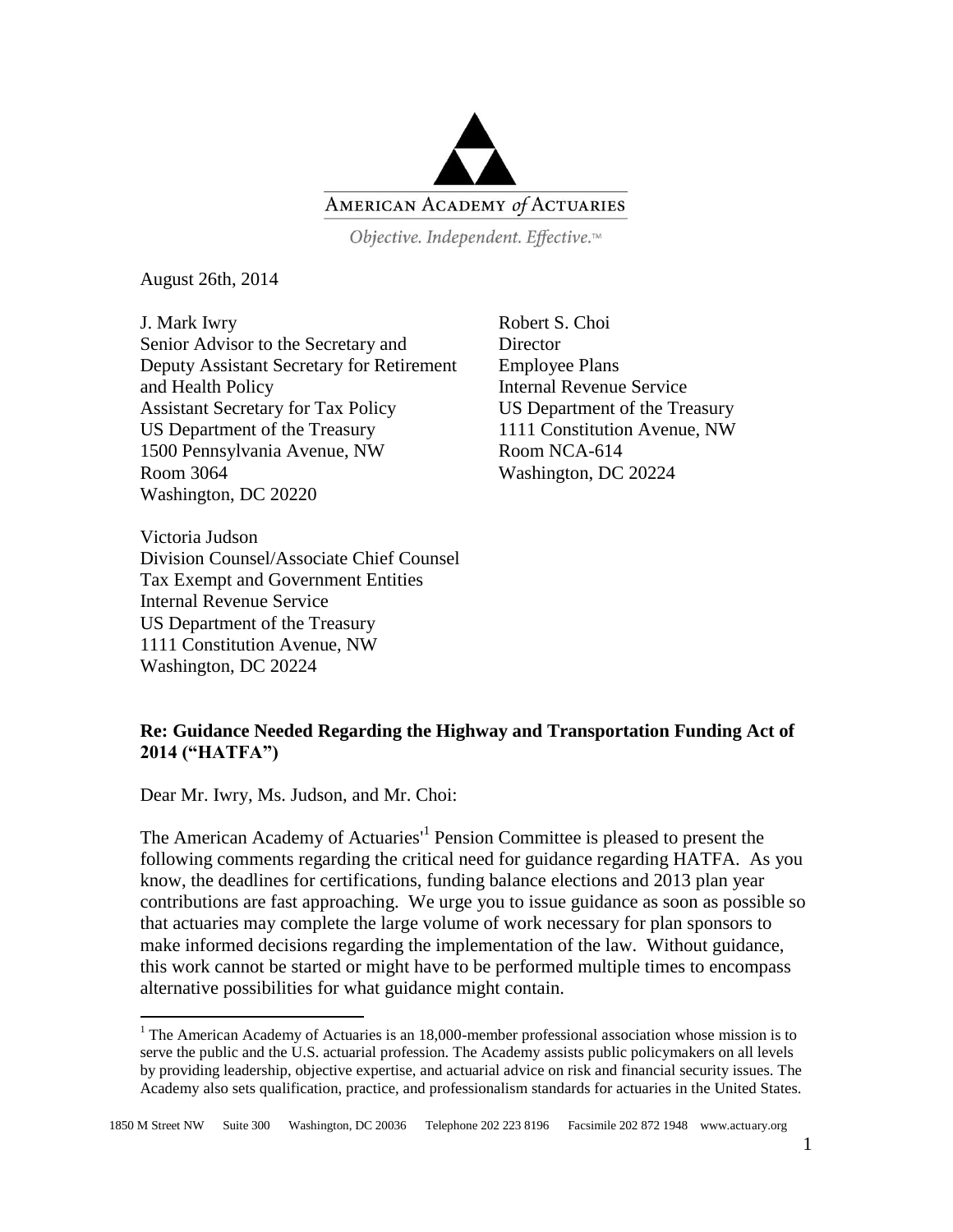AMERICAN ACADEMY *of* ACTUARIES

*Objective. Independent. Effective.™*

August 26th, 2014

J. Mark Iwry
Senior Advisor to the Secretary and
Deputy Assistant Secretary for Retirement
and Health Policy
Assistant Secretary for Tax Policy
US Department of the Treasury
1500 Pennsylvania Avenue, NW
Room 3064
Washington, DC 20220

Robert S. Choi
Director
Employee Plans
Internal Revenue Service
US Department of the Treasury
1111 Constitution Avenue, NW
Room NCA-614
Washington, DC 20224

Victoria Judson
Division Counsel/Associate Chief Counsel
Tax Exempt and Government Entities
Internal Revenue Service
US Department of the Treasury
1111 Constitution Avenue, NW
Washington, DC 20224

**Re: Guidance Needed Regarding the Highway and Transportation Funding Act of 2014 ("HATFA")**

Dear Mr. Iwry, Ms. Judson, and Mr. Choi:

The American Academy of Actuaries'[1] Pension Committee is pleased to present the following comments regarding the critical need for guidance regarding HATFA. As you know, the deadlines for certifications, funding balance elections and 2013 plan year contributions are fast approaching. We urge you to issue guidance as soon as possible so that actuaries may complete the large volume of work necessary for plan sponsors to make informed decisions regarding the implementation of the law. Without guidance, this work cannot be started or might have to be performed multiple times to encompass alternative possibilities for what guidance might contain.

[1] The American Academy of Actuaries is an 18,000-member professional association whose mission is to serve the public and the U.S. actuarial profession. The Academy assists public policymakers on all levels by providing leadership, objective expertise, and actuarial advice on risk and financial security issues. The Academy also sets qualification, practice, and professionalism standards for actuaries in the United States.

1850 M Street NW Suite 300 Washington, DC 20036 Telephone 202 223 8196 Facsimile 202 872 1948 www.actuary.org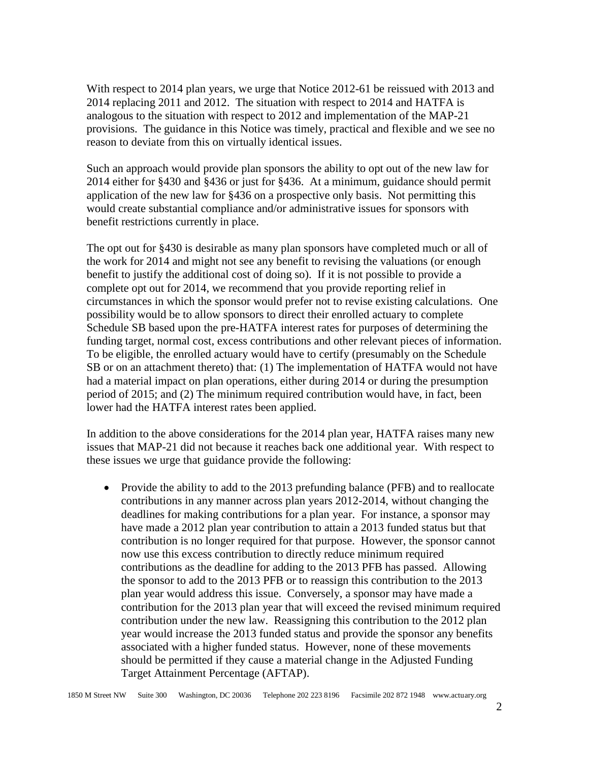With respect to 2014 plan years, we urge that Notice 2012-61 be reissued with 2013 and 2014 replacing 2011 and 2012. The situation with respect to 2014 and HATFA is analogous to the situation with respect to 2012 and implementation of the MAP-21 provisions. The guidance in this Notice was timely, practical and flexible and we see no reason to deviate from this on virtually identical issues.

Such an approach would provide plan sponsors the ability to opt out of the new law for 2014 either for §430 and §436 or just for §436. At a minimum, guidance should permit application of the new law for §436 on a prospective only basis. Not permitting this would create substantial compliance and/or administrative issues for sponsors with benefit restrictions currently in place.

The opt out for §430 is desirable as many plan sponsors have completed much or all of the work for 2014 and might not see any benefit to revising the valuations (or enough benefit to justify the additional cost of doing so). If it is not possible to provide a complete opt out for 2014, we recommend that you provide reporting relief in circumstances in which the sponsor would prefer not to revise existing calculations. One possibility would be to allow sponsors to direct their enrolled actuary to complete Schedule SB based upon the pre-HATFA interest rates for purposes of determining the funding target, normal cost, excess contributions and other relevant pieces of information. To be eligible, the enrolled actuary would have to certify (presumably on the Schedule SB or on an attachment thereto) that: (1) The implementation of HATFA would not have had a material impact on plan operations, either during 2014 or during the presumption period of 2015; and (2) The minimum required contribution would have, in fact, been lower had the HATFA interest rates been applied.

In addition to the above considerations for the 2014 plan year, HATFA raises many new issues that MAP-21 did not because it reaches back one additional year. With respect to these issues we urge that guidance provide the following:

- Provide the ability to add to the 2013 prefunding balance (PFB) and to reallocate contributions in any manner across plan years 2012-2014, without changing the deadlines for making contributions for a plan year. For instance, a sponsor may have made a 2012 plan year contribution to attain a 2013 funded status but that contribution is no longer required for that purpose. However, the sponsor cannot now use this excess contribution to directly reduce minimum required contributions as the deadline for adding to the 2013 PFB has passed. Allowing the sponsor to add to the 2013 PFB or to reassign this contribution to the 2013 plan year would address this issue. Conversely, a sponsor may have made a contribution for the 2013 plan year that will exceed the revised minimum required contribution under the new law. Reassigning this contribution to the 2012 plan year would increase the 2013 funded status and provide the sponsor any benefits associated with a higher funded status. However, none of these movements should be permitted if they cause a material change in the Adjusted Funding Target Attainment Percentage (AFTAP).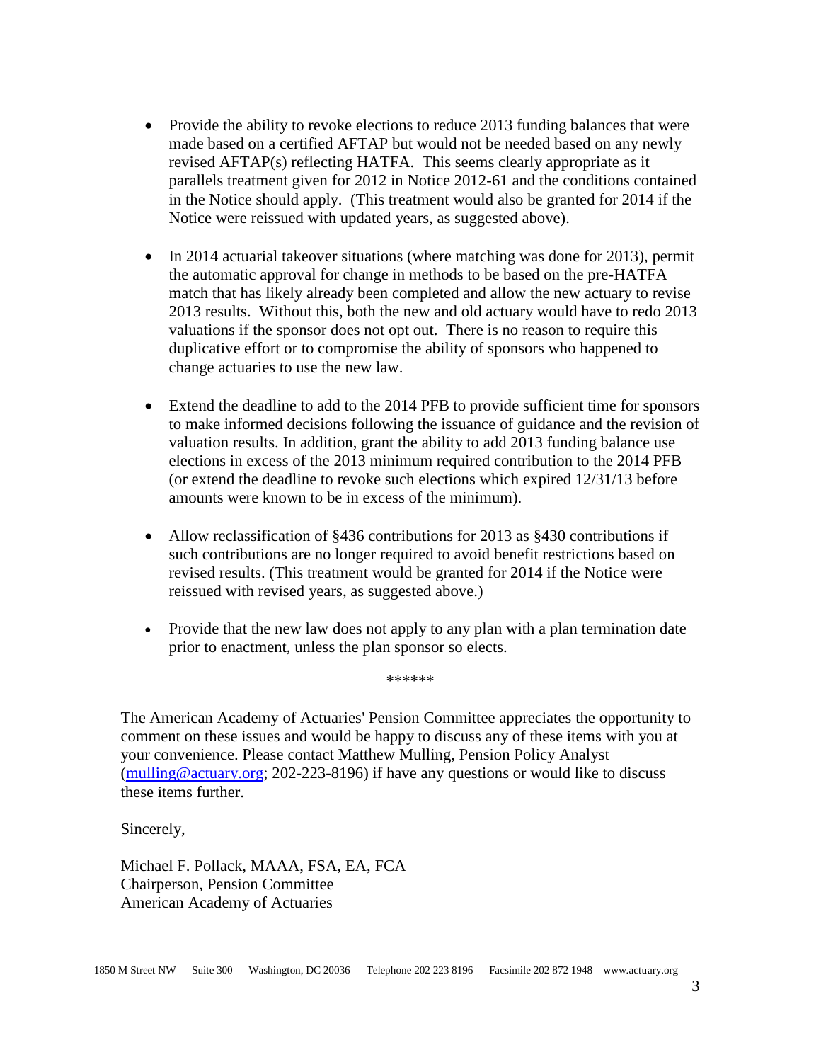- Provide the ability to revoke elections to reduce 2013 funding balances that were made based on a certified AFTAP but would not be needed based on any newly revised AFTAP(s) reflecting HATFA. This seems clearly appropriate as it parallels treatment given for 2012 in Notice 2012-61 and the conditions contained in the Notice should apply. (This treatment would also be granted for 2014 if the Notice were reissued with updated years, as suggested above).

- In 2014 actuarial takeover situations (where matching was done for 2013), permit the automatic approval for change in methods to be based on the pre-HATFA match that has likely already been completed and allow the new actuary to revise 2013 results. Without this, both the new and old actuary would have to redo 2013 valuations if the sponsor does not opt out. There is no reason to require this duplicative effort or to compromise the ability of sponsors who happened to change actuaries to use the new law.

- Extend the deadline to add to the 2014 PFB to provide sufficient time for sponsors to make informed decisions following the issuance of guidance and the revision of valuation results. In addition, grant the ability to add 2013 funding balance use elections in excess of the 2013 minimum required contribution to the 2014 PFB (or extend the deadline to revoke such elections which expired 12/31/13 before amounts were known to be in excess of the minimum).

- Allow reclassification of §436 contributions for 2013 as §430 contributions if such contributions are no longer required to avoid benefit restrictions based on revised results. (This treatment would be granted for 2014 if the Notice were reissued with revised years, as suggested above.)

- Provide that the new law does not apply to any plan with a plan termination date prior to enactment, unless the plan sponsor so elects.

******

The American Academy of Actuaries' Pension Committee appreciates the opportunity to comment on these issues and would be happy to discuss any of these items with you at your convenience. Please contact Matthew Mulling, Pension Policy Analyst (mulling@actuary.org; 202-223-8196) if have any questions or would like to discuss these items further.

Sincerely,

Michael F. Pollack, MAAA, FSA, EA, FCA
Chairperson, Pension Committee
American Academy of Actuaries

1850 M Street NW Suite 300 Washington, DC 20036 Telephone 202 223 8196 Facsimile 202 872 1948 www.actuary.org